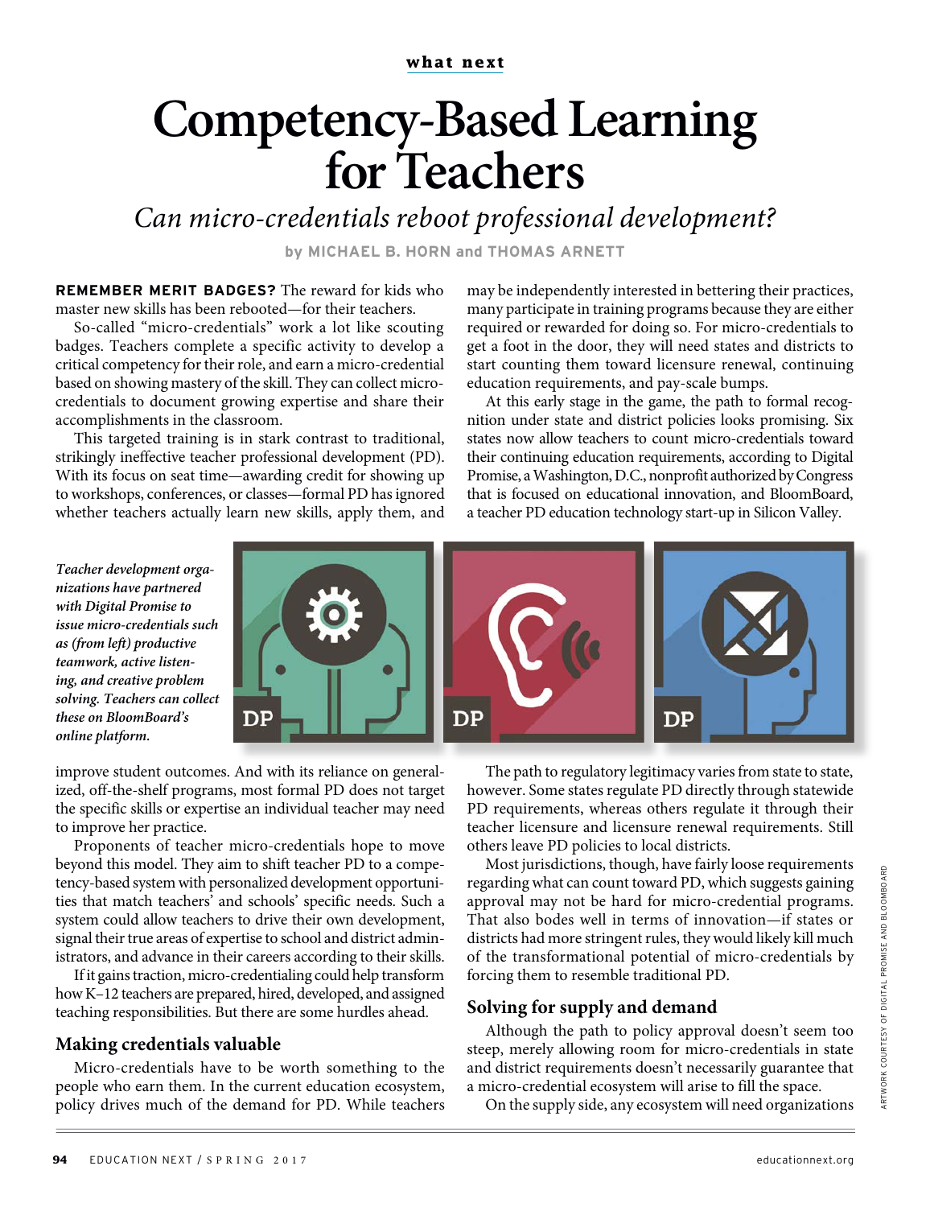what next

# Competency-Based Learning for Teachers

*Can micro-credentials reboot professional development?*

by MICHAEL B. HORN and THOMAS ARNETT

**REMEMBER MERIT BADGES?** The reward for kids who master new skills has been rebooted—for their teachers.

So-called "micro-credentials" work a lot like scouting badges. Teachers complete a specific activity to develop a critical competency for their role, and earn a micro-credential based on showing mastery of the skill. They can collect micro-credentials to document growing expertise and share their accomplishments in the classroom.

This targeted training is in stark contrast to traditional, strikingly ineffective teacher professional development (PD). With its focus on seat time—awarding credit for showing up to workshops, conferences, or classes—formal PD has ignored whether teachers actually learn new skills, apply them, and improve student outcomes. And with its reliance on generalized, off-the-shelf programs, most formal PD does not target the specific skills or expertise an individual teacher may need to improve her practice.

*Teacher development organizations have partnered with Digital Promise to issue micro-credentials such as (from left) productive teamwork, active listening, and creative problem solving. Teachers can collect these on BloomBoard's online platform.*

Proponents of teacher micro-credentials hope to move beyond this model. They aim to shift teacher PD to a competency-based system with personalized development opportunities that match teachers' and schools' specific needs. Such a system could allow teachers to drive their own development, signal their true areas of expertise to school and district administrators, and advance in their careers according to their skills.

If it gains traction, micro-credentialing could help transform how K–12 teachers are prepared, hired, developed, and assigned teaching responsibilities. But there are some hurdles ahead.

## Making credentials valuable

Micro-credentials have to be worth something to the people who earn them. In the current education ecosystem, policy drives much of the demand for PD. While teachers may be independently interested in bettering their practices, many participate in training programs because they are either required or rewarded for doing so. For micro-credentials to get a foot in the door, they will need states and districts to start counting them toward licensure renewal, continuing education requirements, and pay-scale bumps.

At this early stage in the game, the path to formal recognition under state and district policies looks promising. Six states now allow teachers to count micro-credentials toward their continuing education requirements, according to Digital Promise, a Washington, D.C., nonprofit authorized by Congress that is focused on educational innovation, and BloomBoard, a teacher PD education technology start-up in Silicon Valley.

The path to regulatory legitimacy varies from state to state, however. Some states regulate PD directly through statewide PD requirements, whereas others regulate it through their teacher licensure and licensure renewal requirements. Still others leave PD policies to local districts.

Most jurisdictions, though, have fairly loose requirements regarding what can count toward PD, which suggests gaining approval may not be hard for micro-credential programs. That also bodes well in terms of innovation—if states or districts had more stringent rules, they would likely kill much of the transformational potential of micro-credentials by forcing them to resemble traditional PD.

## Solving for supply and demand

Although the path to policy approval doesn't seem too steep, merely allowing room for micro-credentials in state and district requirements doesn't necessarily guarantee that a micro-credential ecosystem will arise to fill the space.

On the supply side, any ecosystem will need organizations

ARTWORK COURTESY OF DIGITAL PROMISE AND BLOOMBOARD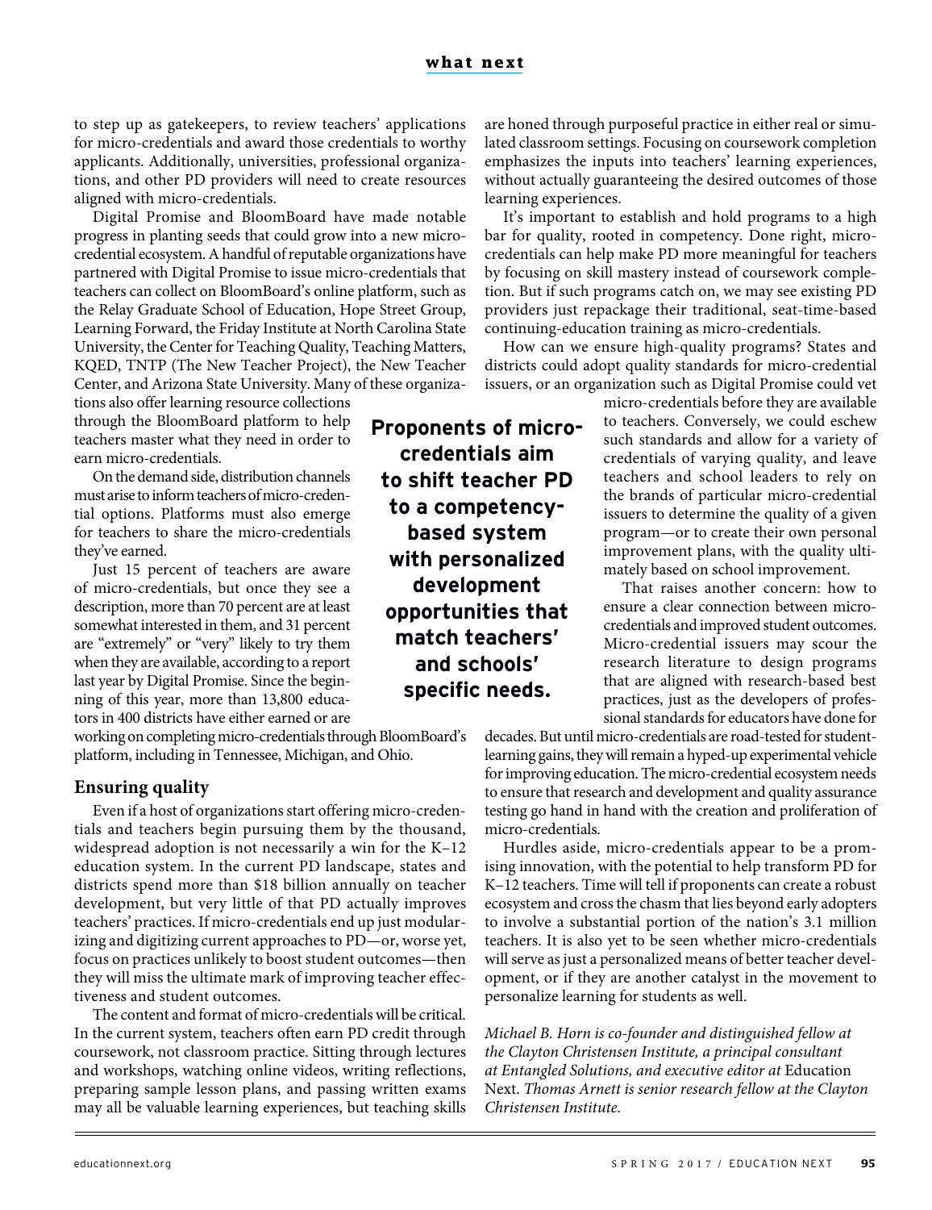to step up as gatekeepers, to review teachers' applications for micro-credentials and award those credentials to worthy applicants. Additionally, universities, professional organizations, and other PD providers will need to create resources aligned with micro-credentials.

Digital Promise and BloomBoard have made notable progress in planting seeds that could grow into a new micro-credential ecosystem. A handful of reputable organizations have partnered with Digital Promise to issue micro-credentials that teachers can collect on BloomBoard's online platform, such as the Relay Graduate School of Education, Hope Street Group, Learning Forward, the Friday Institute at North Carolina State University, the Center for Teaching Quality, Teaching Matters, KQED, TNTP (The New Teacher Project), the New Teacher Center, and Arizona State University. Many of these organizations also offer learning resource collections through the BloomBoard platform to help teachers master what they need in order to earn micro-credentials.

On the demand side, distribution channels must arise to inform teachers of micro-credential options. Platforms must also emerge for teachers to share the micro-credentials they've earned.

Just 15 percent of teachers are aware of micro-credentials, but once they see a description, more than 70 percent are at least somewhat interested in them, and 31 percent are "extremely" or "very" likely to try them when they are available, according to a report last year by Digital Promise. Since the beginning of this year, more than 13,800 educators in 400 districts have either earned or are working on completing micro-credentials through BloomBoard's platform, including in Tennessee, Michigan, and Ohio.

**Proponents of micro-credentials aim to shift teacher PD to a competency-based system with personalized development opportunities that match teachers' and schools' specific needs.**

## Ensuring quality

Even if a host of organizations start offering micro-credentials and teachers begin pursuing them by the thousand, widespread adoption is not necessarily a win for the K–12 education system. In the current PD landscape, states and districts spend more than $18 billion annually on teacher development, but very little of that PD actually improves teachers' practices. If micro-credentials end up just modularizing and digitizing current approaches to PD—or, worse yet, focus on practices unlikely to boost student outcomes—then they will miss the ultimate mark of improving teacher effectiveness and student outcomes.

The content and format of micro-credentials will be critical. In the current system, teachers often earn PD credit through coursework, not classroom practice. Sitting through lectures and workshops, watching online videos, writing reflections, preparing sample lesson plans, and passing written exams may all be valuable learning experiences, but teaching skills are honed through purposeful practice in either real or simulated classroom settings. Focusing on coursework completion emphasizes the inputs into teachers' learning experiences, without actually guaranteeing the desired outcomes of those learning experiences.

It's important to establish and hold programs to a high bar for quality, rooted in competency. Done right, micro-credentials can help make PD more meaningful for teachers by focusing on skill mastery instead of coursework completion. But if such programs catch on, we may see existing PD providers just repackage their traditional, seat-time-based continuing-education training as micro-credentials.

How can we ensure high-quality programs? States and districts could adopt quality standards for micro-credential issuers, or an organization such as Digital Promise could vet micro-credentials before they are available to teachers. Conversely, we could eschew such standards and allow for a variety of credentials of varying quality, and leave teachers and school leaders to rely on the brands of particular micro-credential issuers to determine the quality of a given program—or to create their own personal improvement plans, with the quality ultimately based on school improvement.

That raises another concern: how to ensure a clear connection between micro-credentials and improved student outcomes. Micro-credential issuers may scour the research literature to design programs that are aligned with research-based best practices, just as the developers of professional standards for educators have done for decades. But until micro-credentials are road-tested for student-learning gains, they will remain a hyped-up experimental vehicle for improving education. The micro-credential ecosystem needs to ensure that research and development and quality assurance testing go hand in hand with the creation and proliferation of micro-credentials.

Hurdles aside, micro-credentials appear to be a promising innovation, with the potential to help transform PD for K–12 teachers. Time will tell if proponents can create a robust ecosystem and cross the chasm that lies beyond early adopters to involve a substantial portion of the nation's 3.1 million teachers. It is also yet to be seen whether micro-credentials will serve as just a personalized means of better teacher development, or if they are another catalyst in the movement to personalize learning for students as well.

*Michael B. Horn is co-founder and distinguished fellow at the Clayton Christensen Institute, a principal consultant at Entangled Solutions, and executive editor at* Education Next. *Thomas Arnett is senior research fellow at the Clayton Christensen Institute.*